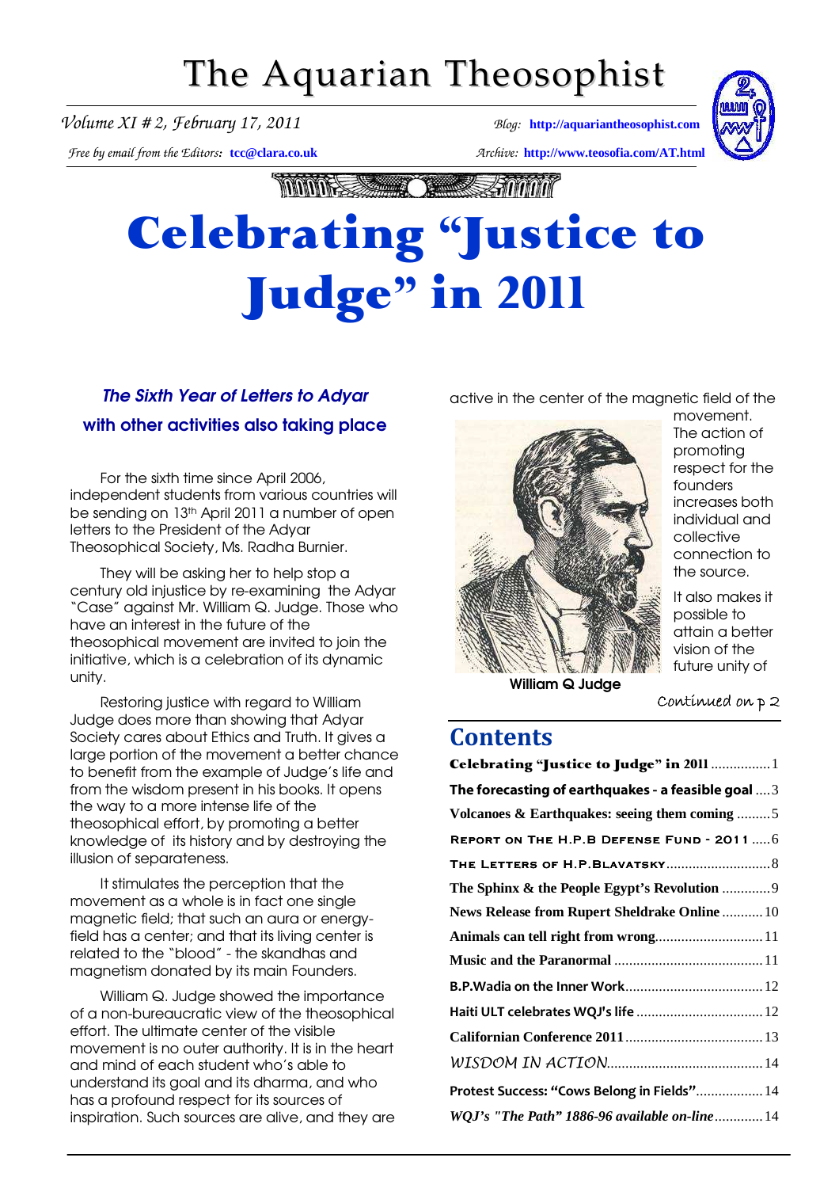# The Aquarian Theosophist

*Volume XI # 2, February 17, 2011* — *Blog:* **http://aquariantheosophist.com**

*Free by email from the Editors:* **tcc@clara.co.uk** — *Archive:* **http://www.teosofia.com/AT.html**

# Celebrating "Justice to Judge" in 2011

### *The Sixth Year of Letters to Adyar*
### with other activities also taking place

For the sixth time since April 2006, independent students from various countries will be sending on 13th April 2011 a number of open letters to the President of the Adyar Theosophical Society, Ms. Radha Burnier.

They will be asking her to help stop a century old injustice by re-examining the Adyar "Case" against Mr. William Q. Judge. Those who have an interest in the future of the theosophical movement are invited to join the initiative, which is a celebration of its dynamic unity.

Restoring justice with regard to William Judge does more than showing that Adyar Society cares about Ethics and Truth. It gives a large portion of the movement a better chance to benefit from the example of Judge's life and from the wisdom present in his books. It opens the way to a more intense life of the theosophical effort, by promoting a better knowledge of its history and by destroying the illusion of separateness.

It stimulates the perception that the movement as a whole is in fact one single magnetic field; that such an aura or energy-field has a center; and that its living center is related to the "blood" - the skandhas and magnetism donated by its main Founders.

William Q. Judge showed the importance of a non-bureaucratic view of the theosophical effort. The ultimate center of the visible movement is no outer authority. It is in the heart and mind of each student who's able to understand its goal and its dharma, and who has a profound respect for its sources of inspiration. Such sources are alive, and they are active in the center of the magnetic field of the movement. The action of promoting respect for the founders increases both individual and collective connection to the source.

It also makes it possible to attain a better vision of the future unity of

**William Q Judge**

*Continued on p 2*

## Contents

| | |
|---|---|
| **Celebrating "Justice to Judge" in 2011** | 1 |
| **The forecasting of earthquakes - a feasible goal** | 3 |
| **Volcanoes & Earthquakes: seeing them coming** | 5 |
| **Report on The H.P.B Defense Fund - 2011** | 6 |
| **The Letters of H.P.Blavatsky** | 8 |
| **The Sphinx & the People Egypt's Revolution** | 9 |
| **News Release from Rupert Sheldrake Online** | 10 |
| **Animals can tell right from wrong** | 11 |
| **Music and the Paranormal** | 11 |
| **B.P.Wadia on the Inner Work** | 12 |
| **Haiti ULT celebrates WQJ's life** | 12 |
| **Californian Conference 2011** | 13 |
| *WISDOM IN ACTION* | 14 |
| **Protest Success: "Cows Belong in Fields"** | 14 |
| ***WQJ's "The Path" 1886-96 available on-line*** | 14 |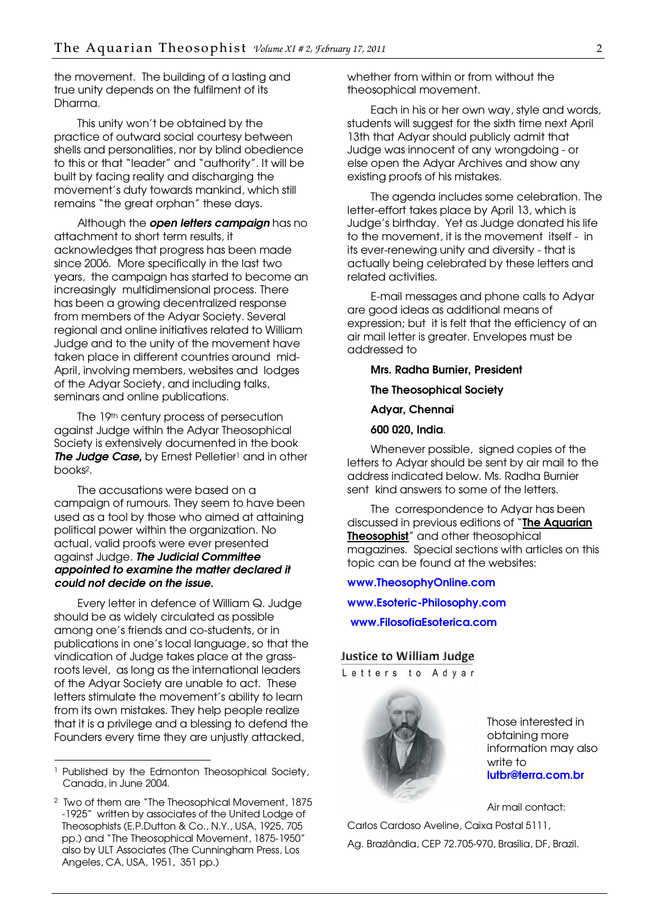the movement. The building of a lasting and true unity depends on the fulfilment of its Dharma.

This unity won't be obtained by the practice of outward social courtesy between shells and personalities, nor by blind obedience to this or that "leader" and "authority". It will be built by facing reality and discharging the movement's duty towards mankind, which still remains "the great orphan" these days.

Although the ***open letters campaign*** has no attachment to short term results, it acknowledges that progress has been made since 2006. More specifically in the last two years, the campaign has started to become an increasingly multidimensional process. There has been a growing decentralized response from members of the Adyar Society. Several regional and online initiatives related to William Judge and to the unity of the movement have taken place in different countries around mid-April, involving members, websites and lodges of the Adyar Society, and including talks, seminars and online publications.

The 19th century process of persecution against Judge within the Adyar Theosophical Society is extensively documented in the book ***The Judge Case,*** by Ernest Pelletier[1] and in other books[2].

The accusations were based on a campaign of rumours. They seem to have been used as a tool by those who aimed at attaining political power within the organization. No actual, valid proofs were ever presented against Judge. ***The Judicial Committee appointed to examine the matter declared it could not decide on the issue.***

Every letter in defence of William Q. Judge should be as widely circulated as possible among one's friends and co-students, or in publications in one's local language, so that the vindication of Judge takes place at the grass-roots level, as long as the international leaders of the Adyar Society are unable to act. These letters stimulate the movement's ability to learn from its own mistakes. They help people realize that it is a privilege and a blessing to defend the Founders every time they are unjustly attacked, whether from within or from without the theosophical movement.

Each in his or her own way, style and words, students will suggest for the sixth time next April 13th that Adyar should publicly admit that Judge was innocent of any wrongdoing - or else open the Adyar Archives and show any existing proofs of his mistakes.

The agenda includes some celebration. The letter-effort takes place by April 13, which is Judge's birthday. Yet as Judge donated his life to the movement, it is the movement itself - in its ever-renewing unity and diversity - that is actually being celebrated by these letters and related activities.

E-mail messages and phone calls to Adyar are good ideas as additional means of expression; but it is felt that the efficiency of an air mail letter is greater. Envelopes must be addressed to

**Mrs. Radha Burnier, President**

**The Theosophical Society**

**Adyar, Chennai**

**600 020, India**.

Whenever possible, signed copies of the letters to Adyar should be sent by air mail to the address indicated below. Ms. Radha Burnier sent kind answers to some of the letters.

The correspondence to Adyar has been discussed in previous editions of "**The Aquarian Theosophist**" and other theosophical magazines. Special sections with articles on this topic can be found at the websites:

**www.TheosophyOnline.com**

**www.Esoteric-Philosophy.com**

**www.FilosofiaEsoterica.com**

**Justice to William Judge**

Letters to Adyar

Those interested in obtaining more information may also write to **lutbr@terra.com.br**

Air mail contact:

Carlos Cardoso Aveline, Caixa Postal 5111,

Ag. Brazlândia, CEP 72.705-970, Brasília, DF, Brazil.

---

[1] Published by the Edmonton Theosophical Society, Canada, in June 2004.

[2] Two of them are "The Theosophical Movement, 1875 -1925" written by associates of the United Lodge of Theosophists (E.P.Dutton & Co., N.Y., USA, 1925, 705 pp.) and "The Theosophical Movement, 1875-1950" also by ULT Associates (The Cunningham Press, Los Angeles, CA, USA, 1951, 351 pp.)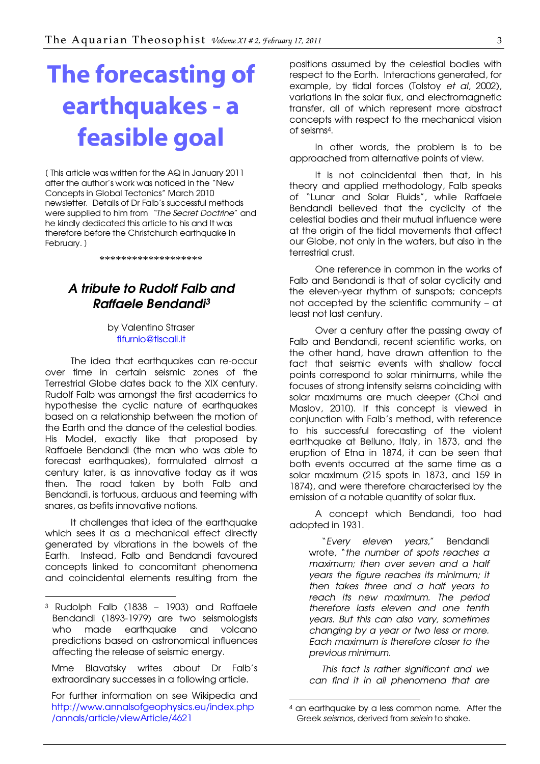# The forecasting of earthquakes - a feasible goal

( This article was written for the AQ in January 2011 after the author's work was noticed in the "New Concepts in Global Tectonics" March 2010 newsletter. Details of Dr Falb's successful methods were supplied to him from *"The Secret Doctrine"* and he kindly dedicated this article to his and It was therefore before the Christchurch earthquake in February. )

\*\*\*\*\*\*\*\*\*\*\*\*\*\*\*\*\*\*\*

## *A tribute to Rudolf Falb and Raffaele Bendandi*[3]

by Valentino Straser
fifurnio@tiscali.it

The idea that earthquakes can re-occur over time in certain seismic zones of the Terrestrial Globe dates back to the XIX century. Rudolf Falb was amongst the first academics to hypothesise the cyclic nature of earthquakes based on a relationship between the motion of the Earth and the dance of the celestial bodies. His Model, exactly like that proposed by Raffaele Bendandi (the man who was able to forecast earthquakes), formulated almost a century later, is as innovative today as it was then. The road taken by both Falb and Bendandi, is tortuous, arduous and teeming with snares, as befits innovative notions.

It challenges that idea of the earthquake which sees it as a mechanical effect directly generated by vibrations in the bowels of the Earth. Instead, Falb and Bendandi favoured concepts linked to concomitant phenomena and coincidental elements resulting from the positions assumed by the celestial bodies with respect to the Earth. Interactions generated, for example, by tidal forces (Tolstoy *et al*, 2002), variations in the solar flux, and electromagnetic transfer, all of which represent more abstract concepts with respect to the mechanical vision of seisms[4].

In other words, the problem is to be approached from alternative points of view.

It is not coincidental then that, in his theory and applied methodology, Falb speaks of "Lunar and Solar Fluids", while Raffaele Bendandi believed that the cyclicity of the celestial bodies and their mutual influence were at the origin of the tidal movements that affect our Globe, not only in the waters, but also in the terrestrial crust.

One reference in common in the works of Falb and Bendandi is that of solar cyclicity and the eleven-year rhythm of sunspots; concepts not accepted by the scientific community – at least not last century.

Over a century after the passing away of Falb and Bendandi, recent scientific works, on the other hand, have drawn attention to the fact that seismic events with shallow focal points correspond to solar minimums, while the focuses of strong intensity seisms coinciding with solar maximums are much deeper (Choi and Maslov, 2010). If this concept is viewed in conjunction with Falb's method, with reference to his successful forecasting of the violent earthquake at Belluno, Italy, in 1873, and the eruption of Etna in 1874, it can be seen that both events occurred at the same time as a solar maximum (215 spots in 1873, and 159 in 1874), and were therefore characterised by the emission of a notable quantity of solar flux.

A concept which Bendandi, too had adopted in 1931.

> "*Every eleven years,*" Bendandi wrote, "*the number of spots reaches a maximum; then over seven and a half years the figure reaches its minimum; it then takes three and a half years to reach its new maximum. The period therefore lasts eleven and one tenth years. But this can also vary, sometimes changing by a year or two less or more. Each maximum is therefore closer to the previous minimum.*
>
> *This fact is rather significant and we can find it in all phenomena that are*

---

[3] Rudolph Falb (1838 – 1903) and Raffaele Bendandi (1893-1979) are two seismologists who made earthquake and volcano predictions based on astronomical influences affecting the release of seismic energy.

Mme Blavatsky writes about Dr Falb's extraordinary successes in a following article.

For further information on see Wikipedia and http://www.annalsofgeophysics.eu/index.php/annals/article/viewArticle/4621

[4] an earthquake by a less common name. After the Greek *seismos*, derived from *seiein* to shake.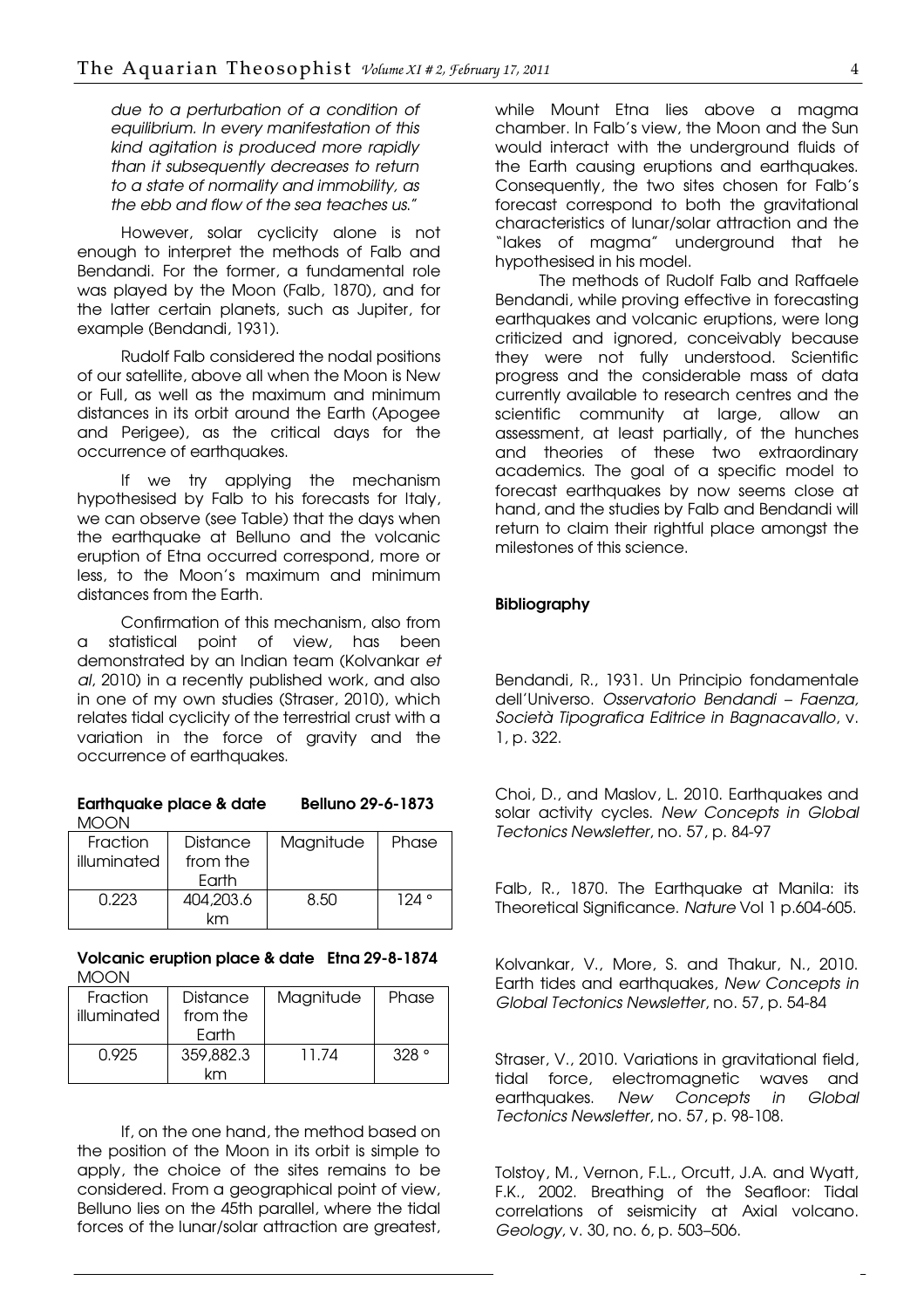*due to a perturbation of a condition of equilibrium. In every manifestation of this kind agitation is produced more rapidly than it subsequently decreases to return to a state of normality and immobility, as the ebb and flow of the sea teaches us."*

However, solar cyclicity alone is not enough to interpret the methods of Falb and Bendandi. For the former, a fundamental role was played by the Moon (Falb, 1870), and for the latter certain planets, such as Jupiter, for example (Bendandi, 1931).

Rudolf Falb considered the nodal positions of our satellite, above all when the Moon is New or Full, as well as the maximum and minimum distances in its orbit around the Earth (Apogee and Perigee), as the critical days for the occurrence of earthquakes.

If we try applying the mechanism hypothesised by Falb to his forecasts for Italy, we can observe (see Table) that the days when the earthquake at Belluno and the volcanic eruption of Etna occurred correspond, more or less, to the Moon's maximum and minimum distances from the Earth.

Confirmation of this mechanism, also from a statistical point of view, has been demonstrated by an Indian team (Kolvankar *et al*, 2010) in a recently published work, and also in one of my own studies (Straser, 2010), which relates tidal cyclicity of the terrestrial crust with a variation in the force of gravity and the occurrence of earthquakes.

**Earthquake place & date Belluno 29-6-1873**
MOON

| Fraction illuminated | Distance from the Earth | Magnitude | Phase |
|---|---|---|---|
| 0.223 | 404,203.6 km | 8.50 | 124 ° |

**Volcanic eruption place & date Etna 29-8-1874**
MOON

| Fraction illuminated | Distance from the Earth | Magnitude | Phase |
|---|---|---|---|
| 0.925 | 359,882.3 km | 11.74 | 328 ° |

If, on the one hand, the method based on the position of the Moon in its orbit is simple to apply, the choice of the sites remains to be considered. From a geographical point of view, Belluno lies on the 45th parallel, where the tidal forces of the lunar/solar attraction are greatest, while Mount Etna lies above a magma chamber. In Falb's view, the Moon and the Sun would interact with the underground fluids of the Earth causing eruptions and earthquakes. Consequently, the two sites chosen for Falb's forecast correspond to both the gravitational characteristics of lunar/solar attraction and the "lakes of magma" underground that he hypothesised in his model.

The methods of Rudolf Falb and Raffaele Bendandi, while proving effective in forecasting earthquakes and volcanic eruptions, were long criticized and ignored, conceivably because they were not fully understood. Scientific progress and the considerable mass of data currently available to research centres and the scientific community at large, allow an assessment, at least partially, of the hunches and theories of these two extraordinary academics. The goal of a specific model to forecast earthquakes by now seems close at hand, and the studies by Falb and Bendandi will return to claim their rightful place amongst the milestones of this science.

**Bibliography**

Bendandi, R., 1931. Un Principio fondamentale dell'Universo. *Osservatorio Bendandi – Faenza, Società Tipografica Editrice in Bagnacavallo*, v. 1, p. 322.

Choi, D., and Maslov, L. 2010. Earthquakes and solar activity cycles. *New Concepts in Global Tectonics Newsletter*, no. 57, p. 84-97

Falb, R., 1870. The Earthquake at Manila: its Theoretical Significance. *Nature* Vol 1 p.604-605.

Kolvankar, V., More, S. and Thakur, N., 2010. Earth tides and earthquakes, *New Concepts in Global Tectonics Newsletter*, no. 57, p. 54-84

Straser, V., 2010. Variations in gravitational field, tidal force, electromagnetic waves and earthquakes. *New Concepts in Global Tectonics Newsletter*, no. 57, p. 98-108.

Tolstoy, M., Vernon, F.L., Orcutt, J.A. and Wyatt, F.K., 2002. Breathing of the Seafloor: Tidal correlations of seismicity at Axial volcano. *Geology*, v. 30, no. 6, p. 503–506.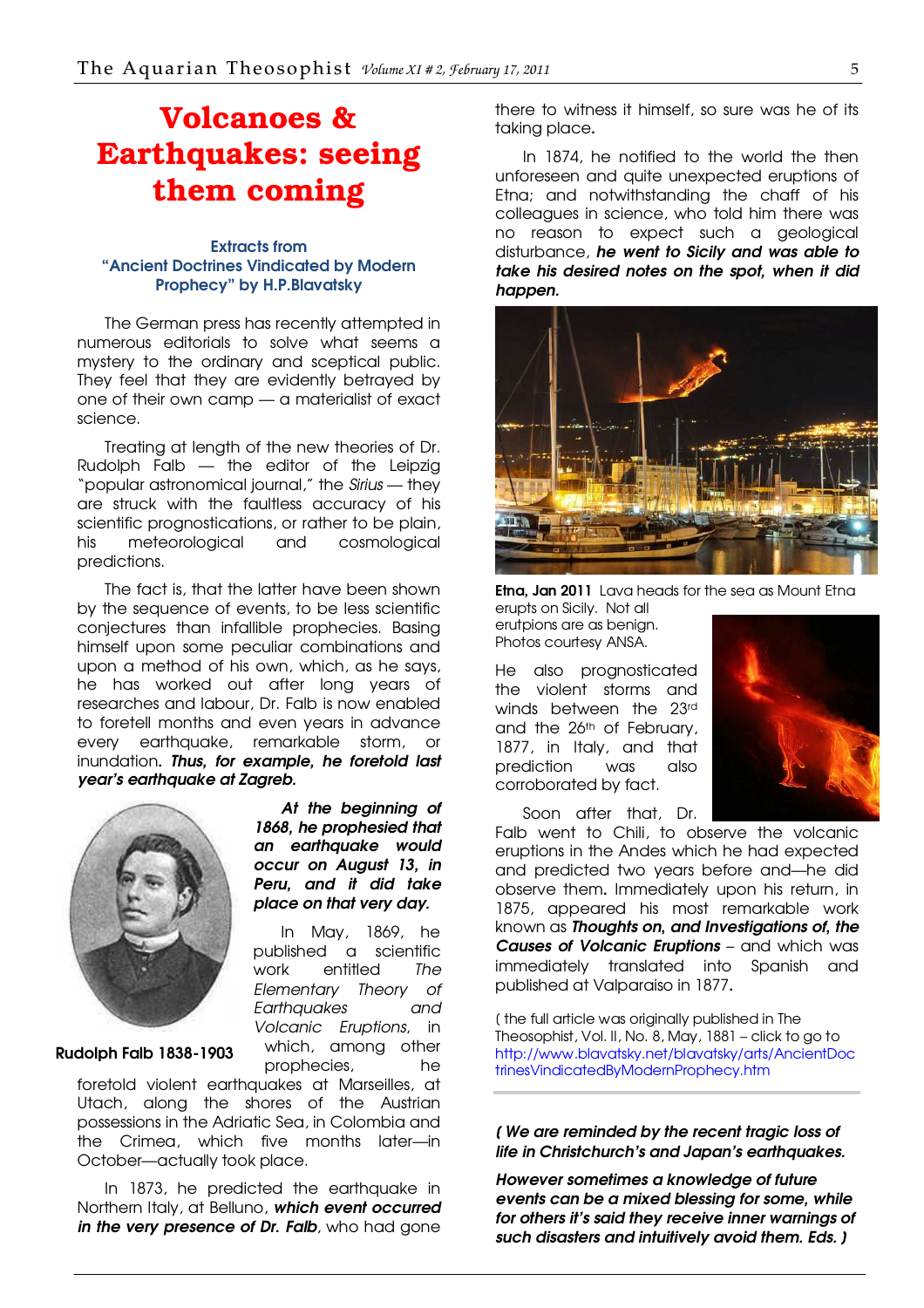# Volcanoes & Earthquakes: seeing them coming

**Extracts from "Ancient Doctrines Vindicated by Modern Prophecy" by H.P.Blavatsky**

The German press has recently attempted in numerous editorials to solve what seems a mystery to the ordinary and sceptical public. They feel that they are evidently betrayed by one of their own camp — a materialist of exact science.

Treating at length of the new theories of Dr. Rudolph Falb — the editor of the Leipzig "popular astronomical journal," the *Sirius* — they are struck with the faultless accuracy of his scientific prognostications, or rather to be plain, his meteorological and cosmological predictions.

The fact is, that the latter have been shown by the sequence of events, to be less scientific conjectures than infallible prophecies. Basing himself upon some peculiar combinations and upon a method of his own, which, as he says, he has worked out after long years of researches and labour, Dr. Falb is now enabled to foretell months and even years in advance every earthquake, remarkable storm, or inundation. ***Thus, for example, he foretold last year's earthquake at Zagreb.***

**Rudolph Falb 1838-1903**

***At the beginning of 1868, he prophesied that an earthquake would occur on August 13, in Peru, and it did take place on that very day.***

In May, 1869, he published a scientific work entitled *The Elementary Theory of Earthquakes and Volcanic Eruptions*, in which, among other prophecies, he foretold violent earthquakes at Marseilles, at Utach, along the shores of the Austrian possessions in the Adriatic Sea, in Colombia and the Crimea, which five months later—in October—actually took place.

In 1873, he predicted the earthquake in Northern Italy, at Belluno, ***which event occurred in the very presence of Dr. Falb***, who had gone there to witness it himself, so sure was he of its taking place.

In 1874, he notified to the world the then unforeseen and quite unexpected eruptions of Etna; and notwithstanding the chaff of his colleagues in science, who told him there was no reason to expect such a geological disturbance, ***he went to Sicily and was able to take his desired notes on the spot, when it did happen.***

**Etna, Jan 2011** Lava heads for the sea as Mount Etna erupts on Sicily. Not all erutpions are as benign. Photos courtesy ANSA.

He also prognosticated the violent storms and winds between the 23rd and the 26th of February, 1877, in Italy, and that prediction was also corroborated by fact.

Soon after that, Dr. Falb went to Chili, to observe the volcanic eruptions in the Andes which he had expected and predicted two years before and—he did observe them. Immediately upon his return, in 1875, appeared his most remarkable work known as ***Thoughts on, and Investigations of, the Causes of Volcanic Eruptions*** – and which was immediately translated into Spanish and published at Valparaiso in 1877.

( the full article was originally published in The Theosophist, Vol. II, No. 8, May, 1881 – click to go to http://www.blavatsky.net/blavatsky/arts/AncientDoctrinesVindicatedByModernProphecy.htm

***( We are reminded by the recent tragic loss of life in Christchurch's and Japan's earthquakes.***

***However sometimes a knowledge of future events can be a mixed blessing for some, while for others it's said they receive inner warnings of such disasters and intuitively avoid them. Eds. )***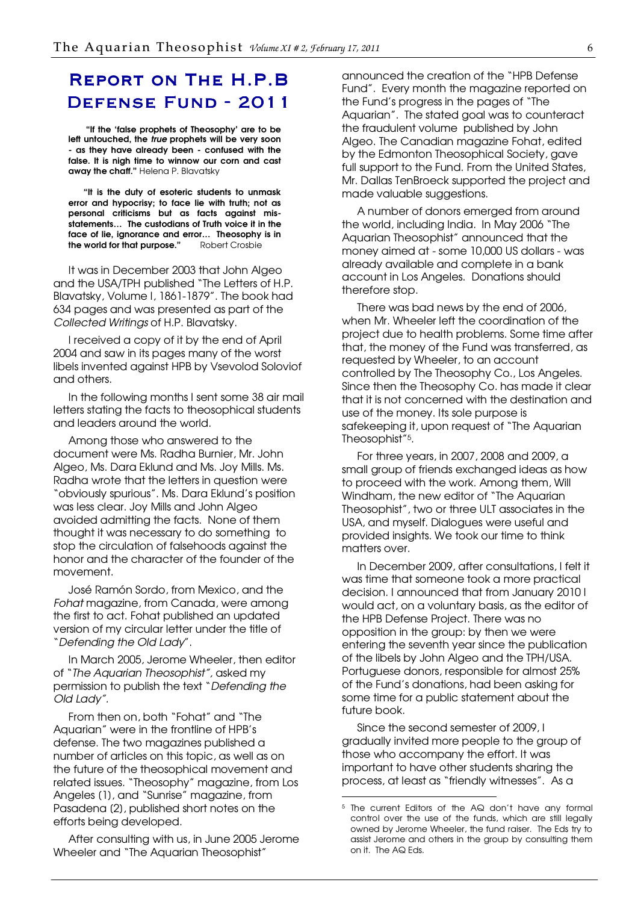# Report on The H.P.B Defense Fund - 2011

**"If the 'false prophets of Theosophy' are to be left untouched, the *true* prophets will be very soon - as they have already been - confused with the false. It is nigh time to winnow our corn and cast away the chaff."** Helena P. Blavatsky

**"It is the duty of esoteric students to unmask error and hypocrisy; to face lie with truth; not as personal criticisms but as facts against mis-statements… The custodians of Truth voice it in the face of lie, ignorance and error… Theosophy is in the world for that purpose."** Robert Crosbie

It was in December 2003 that John Algeo and the USA/TPH published "The Letters of H.P. Blavatsky, Volume I, 1861-1879". The book had 634 pages and was presented as part of the *Collected Writings* of H.P. Blavatsky.

I received a copy of it by the end of April 2004 and saw in its pages many of the worst libels invented against HPB by Vsevolod Soloviof and others.

In the following months I sent some 38 air mail letters stating the facts to theosophical students and leaders around the world.

Among those who answered to the document were Ms. Radha Burnier, Mr. John Algeo, Ms. Dara Eklund and Ms. Joy Mills. Ms. Radha wrote that the letters in question were "obviously spurious". Ms. Dara Eklund's position was less clear. Joy Mills and John Algeo avoided admitting the facts. None of them thought it was necessary to do something to stop the circulation of falsehoods against the honor and the character of the founder of the movement.

José Ramón Sordo, from Mexico, and the *Fohat* magazine, from Canada, were among the first to act. Fohat published an updated version of my circular letter under the title of "*Defending the Old Lady*".

In March 2005, Jerome Wheeler, then editor of "*The Aquarian Theosophist",* asked my permission to publish the text "*Defending the Old Lady".*

From then on, both "Fohat" and "The Aquarian" were in the frontline of HPB's defense. The two magazines published a number of articles on this topic, as well as on the future of the theosophical movement and related issues. "Theosophy" magazine, from Los Angeles (1), and "Sunrise" magazine, from Pasadena (2), published short notes on the efforts being developed.

After consulting with us, in June 2005 Jerome Wheeler and "The Aquarian Theosophist" announced the creation of the "HPB Defense Fund". Every month the magazine reported on the Fund's progress in the pages of "The Aquarian". The stated goal was to counteract the fraudulent volume published by John Algeo. The Canadian magazine Fohat, edited by the Edmonton Theosophical Society, gave full support to the Fund. From the United States, Mr. Dallas TenBroeck supported the project and made valuable suggestions.

A number of donors emerged from around the world, including India. In May 2006 "The Aquarian Theosophist" announced that the money aimed at - some 10,000 US dollars - was already available and complete in a bank account in Los Angeles. Donations should therefore stop.

There was bad news by the end of 2006, when Mr. Wheeler left the coordination of the project due to health problems. Some time after that, the money of the Fund was transferred, as requested by Wheeler, to an account controlled by The Theosophy Co., Los Angeles. Since then the Theosophy Co. has made it clear that it is not concerned with the destination and use of the money. Its sole purpose is safekeeping it, upon request of "The Aquarian Theosophist"[5].

For three years, in 2007, 2008 and 2009, a small group of friends exchanged ideas as how to proceed with the work. Among them, Will Windham, the new editor of "The Aquarian Theosophist", two or three ULT associates in the USA, and myself. Dialogues were useful and provided insights. We took our time to think matters over.

In December 2009, after consultations, I felt it was time that someone took a more practical decision. I announced that from January 2010 I would act, on a voluntary basis, as the editor of the HPB Defense Project. There was no opposition in the group: by then we were entering the seventh year since the publication of the libels by John Algeo and the TPH/USA. Portuguese donors, responsible for almost 25% of the Fund's donations, had been asking for some time for a public statement about the future book.

Since the second semester of 2009, I gradually invited more people to the group of those who accompany the effort. It was important to have other students sharing the process, at least as "friendly witnesses". As a

---

[5] The current Editors of the AQ don't have any formal control over the use of the funds, which are still legally owned by Jerome Wheeler, the fund raiser. The Eds try to assist Jerome and others in the group by consulting them on it. The AQ Eds.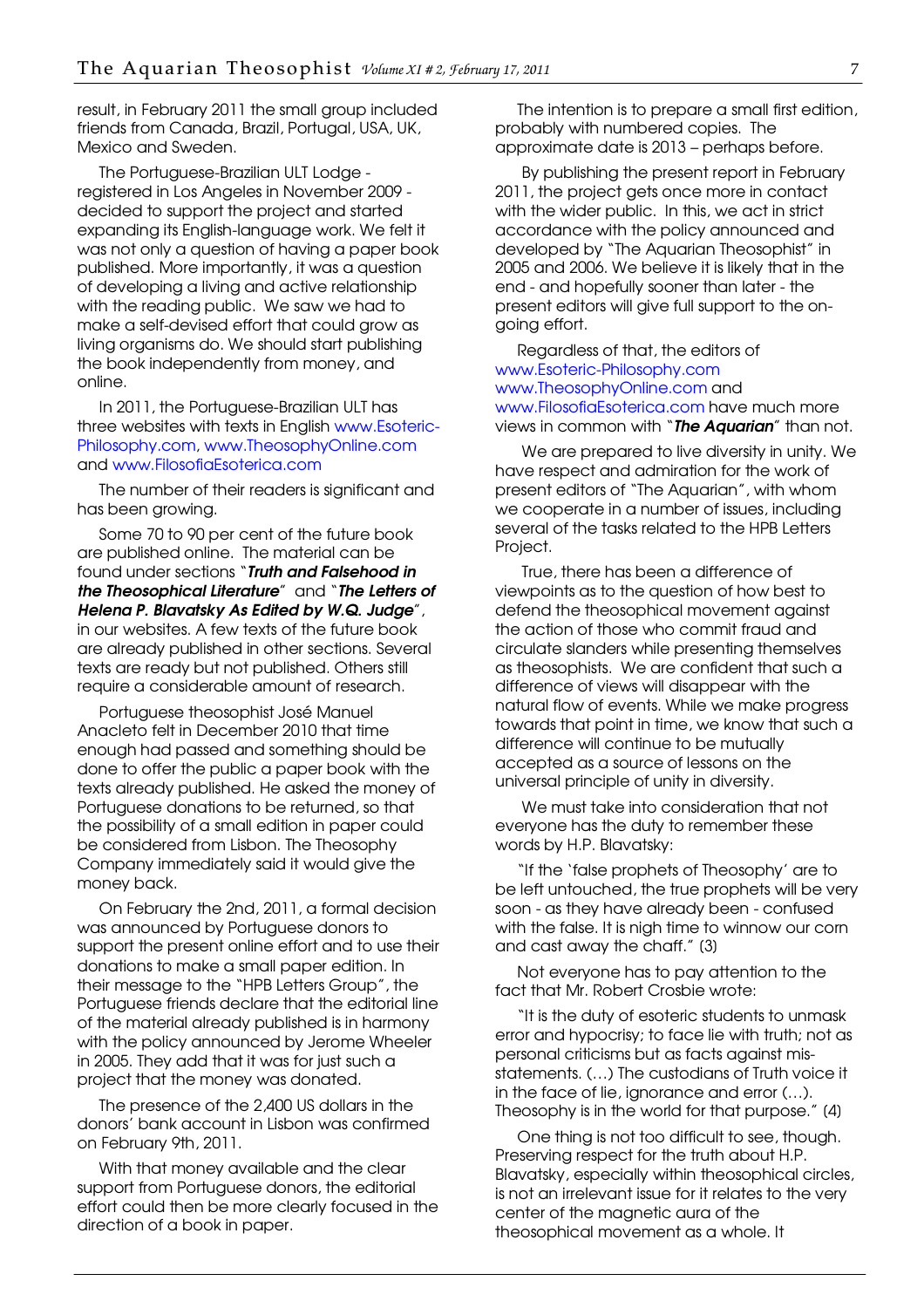result, in February 2011 the small group included friends from Canada, Brazil, Portugal, USA, UK, Mexico and Sweden.

The Portuguese-Brazilian ULT Lodge - registered in Los Angeles in November 2009 - decided to support the project and started expanding its English-language work. We felt it was not only a question of having a paper book published. More importantly, it was a question of developing a living and active relationship with the reading public. We saw we had to make a self-devised effort that could grow as living organisms do. We should start publishing the book independently from money, and online.

In 2011, the Portuguese-Brazilian ULT has three websites with texts in English www.Esoteric-Philosophy.com, www.TheosophyOnline.com and www.FilosofiaEsoterica.com

The number of their readers is significant and has been growing.

Some 70 to 90 per cent of the future book are published online. The material can be found under sections "***Truth and Falsehood in the Theosophical Literature***" and "***The Letters of Helena P. Blavatsky As Edited by W.Q. Judge***", in our websites. A few texts of the future book are already published in other sections. Several texts are ready but not published. Others still require a considerable amount of research.

Portuguese theosophist José Manuel Anacleto felt in December 2010 that time enough had passed and something should be done to offer the public a paper book with the texts already published. He asked the money of Portuguese donations to be returned, so that the possibility of a small edition in paper could be considered from Lisbon. The Theosophy Company immediately said it would give the money back.

On February the 2nd, 2011, a formal decision was announced by Portuguese donors to support the present online effort and to use their donations to make a small paper edition. In their message to the "HPB Letters Group", the Portuguese friends declare that the editorial line of the material already published is in harmony with the policy announced by Jerome Wheeler in 2005. They add that it was for just such a project that the money was donated.

The presence of the 2,400 US dollars in the donors' bank account in Lisbon was confirmed on February 9th, 2011.

With that money available and the clear support from Portuguese donors, the editorial effort could then be more clearly focused in the direction of a book in paper.

The intention is to prepare a small first edition, probably with numbered copies. The approximate date is 2013 – perhaps before.

By publishing the present report in February 2011, the project gets once more in contact with the wider public. In this, we act in strict accordance with the policy announced and developed by "The Aquarian Theosophist" in 2005 and 2006. We believe it is likely that in the end - and hopefully sooner than later - the present editors will give full support to the on-going effort.

Regardless of that, the editors of www.Esoteric-Philosophy.com www.TheosophyOnline.com and www.FilosofiaEsoterica.com have much more views in common with "***The Aquarian***" than not.

We are prepared to live diversity in unity. We have respect and admiration for the work of present editors of "The Aquarian", with whom we cooperate in a number of issues, including several of the tasks related to the HPB Letters Project.

True, there has been a difference of viewpoints as to the question of how best to defend the theosophical movement against the action of those who commit fraud and circulate slanders while presenting themselves as theosophists. We are confident that such a difference of views will disappear with the natural flow of events. While we make progress towards that point in time, we know that such a difference will continue to be mutually accepted as a source of lessons on the universal principle of unity in diversity.

We must take into consideration that not everyone has the duty to remember these words by H.P. Blavatsky:

"If the 'false prophets of Theosophy' are to be left untouched, the true prophets will be very soon - as they have already been - confused with the false. It is nigh time to winnow our corn and cast away the chaff." (3)

Not everyone has to pay attention to the fact that Mr. Robert Crosbie wrote:

"It is the duty of esoteric students to unmask error and hypocrisy; to face lie with truth; not as personal criticisms but as facts against mis-statements. (…) The custodians of Truth voice it in the face of lie, ignorance and error (…). Theosophy is in the world for that purpose." (4)

One thing is not too difficult to see, though. Preserving respect for the truth about H.P. Blavatsky, especially within theosophical circles, is not an irrelevant issue for it relates to the very center of the magnetic aura of the theosophical movement as a whole. It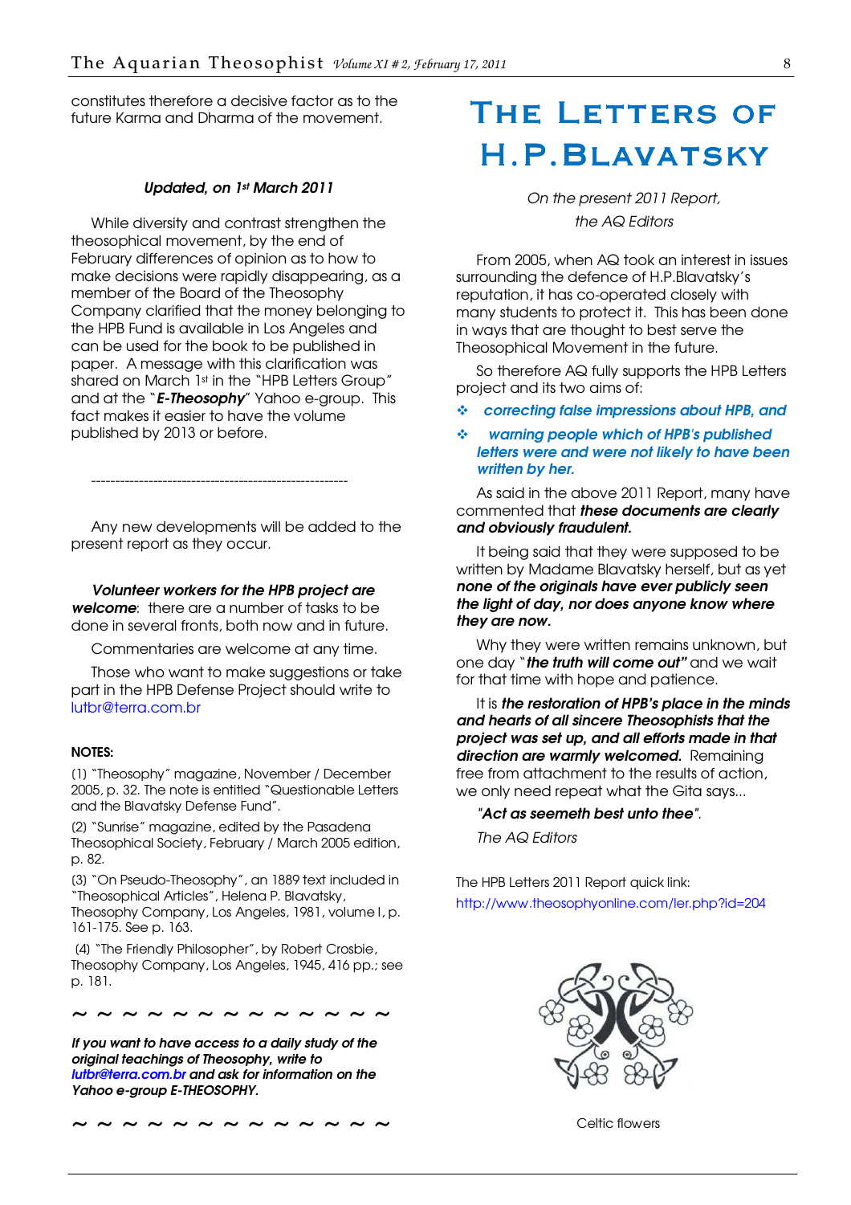constitutes therefore a decisive factor as to the future Karma and Dharma of the movement.

***Updated, on 1st March 2011***

While diversity and contrast strengthen the theosophical movement, by the end of February differences of opinion as to how to make decisions were rapidly disappearing, as a member of the Board of the Theosophy Company clarified that the money belonging to the HPB Fund is available in Los Angeles and can be used for the book to be published in paper. A message with this clarification was shared on March 1st in the "HPB Letters Group" and at the "***E-Theosophy***" Yahoo e-group. This fact makes it easier to have the volume published by 2013 or before.

------------------------------------------------------

Any new developments will be added to the present report as they occur.

***Volunteer workers for the HPB project are welcome***: there are a number of tasks to be done in several fronts, both now and in future.

Commentaries are welcome at any time.

Those who want to make suggestions or take part in the HPB Defense Project should write to lutbr@terra.com.br

**NOTES:**

(1) "Theosophy" magazine, November / December 2005, p. 32. The note is entitled "Questionable Letters and the Blavatsky Defense Fund".

(2) "Sunrise" magazine, edited by the Pasadena Theosophical Society, February / March 2005 edition, p. 82.

(3) "On Pseudo-Theosophy", an 1889 text included in "Theosophical Articles", Helena P. Blavatsky, Theosophy Company, Los Angeles, 1981, volume I, p. 161-175. See p. 163.

(4) "The Friendly Philosopher", by Robert Crosbie, Theosophy Company, Los Angeles, 1945, 416 pp.; see p. 181.

~ ~ ~ ~ ~ ~ ~ ~ ~ ~ ~ ~ ~

***If you want to have access to a daily study of the original teachings of Theosophy, write to lutbr@terra.com.br and ask for information on the Yahoo e-group E-THEOSOPHY.***

~ ~ ~ ~ ~ ~ ~ ~ ~ ~ ~ ~ ~

# The Letters of H.P.Blavatsky

*On the present 2011 Report, the AQ Editors*

From 2005, when AQ took an interest in issues surrounding the defence of H.P.Blavatsky's reputation, it has co-operated closely with many students to protect it. This has been done in ways that are thought to best serve the Theosophical Movement in the future.

So therefore AQ fully supports the HPB Letters project and its two aims of:

- ***correcting false impressions about HPB, and***
- ***warning people which of HPB's published letters were and were not likely to have been written by her.***

As said in the above 2011 Report, many have commented that ***these documents are clearly and obviously fraudulent.***

It being said that they were supposed to be written by Madame Blavatsky herself, but as yet ***none of the originals have ever publicly seen the light of day, nor does anyone know where they are now.***

Why they were written remains unknown, but one day "***the truth will come out"*** and we wait for that time with hope and patience.

It is ***the restoration of HPB's place in the minds and hearts of all sincere Theosophists that the project was set up, and all efforts made in that direction are warmly welcomed.*** Remaining free from attachment to the results of action, we only need repeat what the Gita says...

***"Act as seemeth best unto thee"***.

*The AQ Editors*

The HPB Letters 2011 Report quick link: http://www.theosophyonline.com/ler.php?id=204

Celtic flowers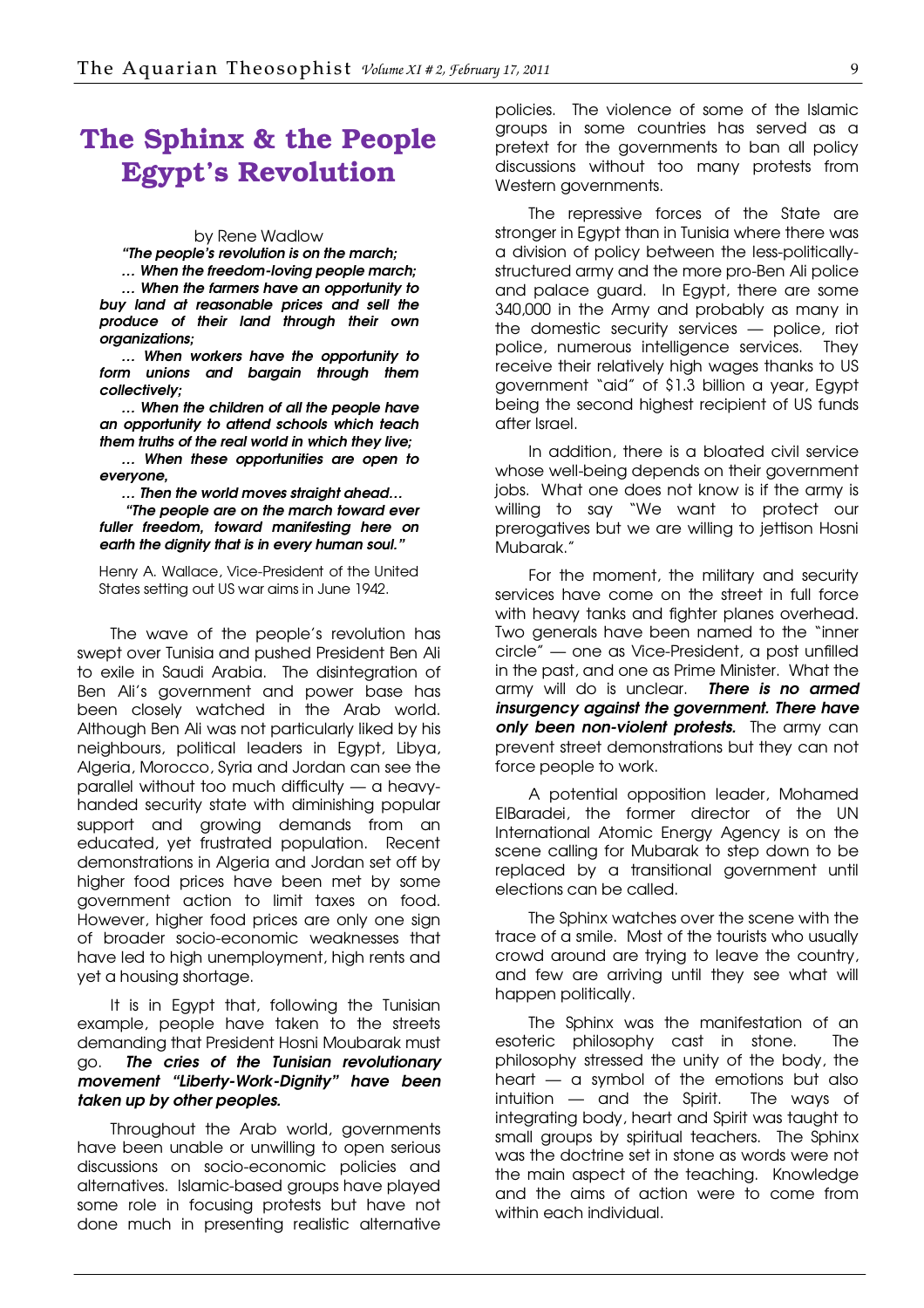# The Sphinx & the People Egypt's Revolution

by Rene Wadlow

***"The people's revolution is on the march;***

***… When the freedom-loving people march;***

***… When the farmers have an opportunity to buy land at reasonable prices and sell the produce of their land through their own organizations;***

***… When workers have the opportunity to form unions and bargain through them collectively;***

***… When the children of all the people have an opportunity to attend schools which teach them truths of the real world in which they live;***

***… When these opportunities are open to everyone,***

***… Then the world moves straight ahead…***

***"The people are on the march toward ever fuller freedom, toward manifesting here on earth the dignity that is in every human soul."***

Henry A. Wallace, Vice-President of the United States setting out US war aims in June 1942.

The wave of the people's revolution has swept over Tunisia and pushed President Ben Ali to exile in Saudi Arabia. The disintegration of Ben Ali's government and power base has been closely watched in the Arab world. Although Ben Ali was not particularly liked by his neighbours, political leaders in Egypt, Libya, Algeria, Morocco, Syria and Jordan can see the parallel without too much difficulty — a heavy-handed security state with diminishing popular support and growing demands from an educated, yet frustrated population. Recent demonstrations in Algeria and Jordan set off by higher food prices have been met by some government action to limit taxes on food. However, higher food prices are only one sign of broader socio-economic weaknesses that have led to high unemployment, high rents and yet a housing shortage.

It is in Egypt that, following the Tunisian example, people have taken to the streets demanding that President Hosni Moubarak must go. ***The cries of the Tunisian revolutionary movement "Liberty-Work-Dignity" have been taken up by other peoples.***

Throughout the Arab world, governments have been unable or unwilling to open serious discussions on socio-economic policies and alternatives. Islamic-based groups have played some role in focusing protests but have not done much in presenting realistic alternative policies. The violence of some of the Islamic groups in some countries has served as a pretext for the governments to ban all policy discussions without too many protests from Western governments.

The repressive forces of the State are stronger in Egypt than in Tunisia where there was a division of policy between the less-politically-structured army and the more pro-Ben Ali police and palace guard. In Egypt, there are some 340,000 in the Army and probably as many in the domestic security services — police, riot police, numerous intelligence services. They receive their relatively high wages thanks to US government "aid" of $1.3 billion a year, Egypt being the second highest recipient of US funds after Israel.

In addition, there is a bloated civil service whose well-being depends on their government jobs. What one does not know is if the army is willing to say "We want to protect our prerogatives but we are willing to jettison Hosni Mubarak."

For the moment, the military and security services have come on the street in full force with heavy tanks and fighter planes overhead. Two generals have been named to the "inner circle" — one as Vice-President, a post unfilled in the past, and one as Prime Minister. What the army will do is unclear. ***There is no armed insurgency against the government. There have only been non-violent protests.*** The army can prevent street demonstrations but they can not force people to work.

A potential opposition leader, Mohamed ElBaradei, the former director of the UN International Atomic Energy Agency is on the scene calling for Mubarak to step down to be replaced by a transitional government until elections can be called.

The Sphinx watches over the scene with the trace of a smile. Most of the tourists who usually crowd around are trying to leave the country, and few are arriving until they see what will happen politically.

The Sphinx was the manifestation of an esoteric philosophy cast in stone. The philosophy stressed the unity of the body, the heart — a symbol of the emotions but also intuition — and the Spirit. The ways of integrating body, heart and Spirit was taught to small groups by spiritual teachers. The Sphinx was the doctrine set in stone as words were not the main aspect of the teaching. Knowledge and the aims of action were to come from within each individual.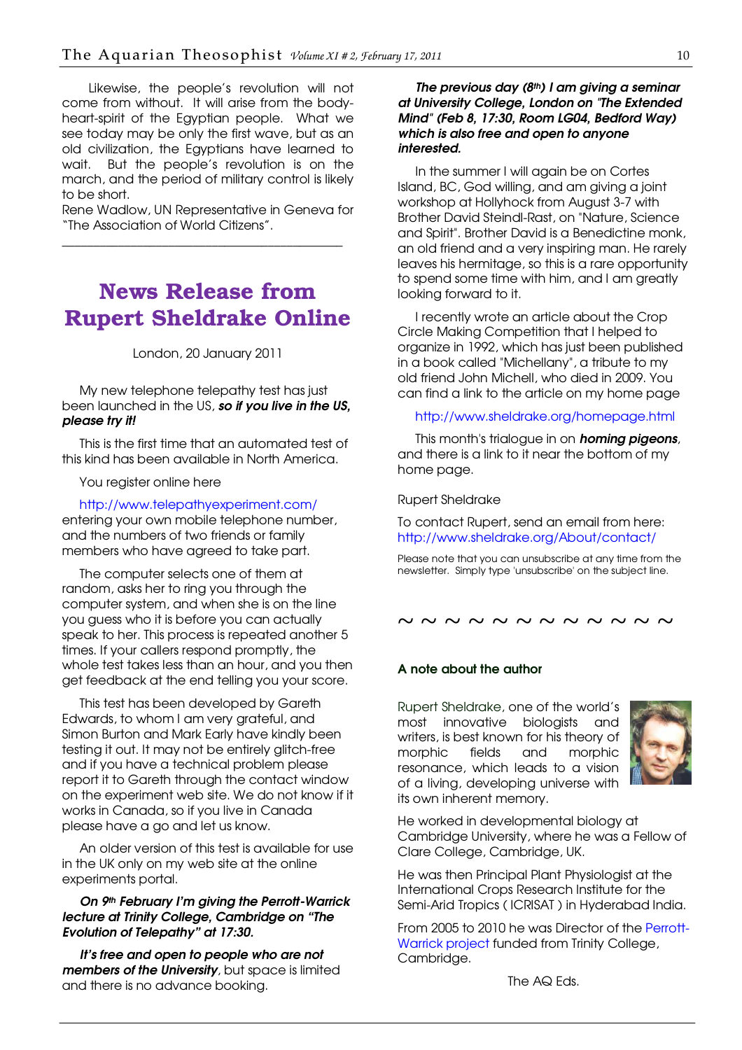Likewise, the people's revolution will not come from without. It will arise from the body-heart-spirit of the Egyptian people. What we see today may be only the first wave, but as an old civilization, the Egyptians have learned to wait. But the people's revolution is on the march, and the period of military control is likely to be short.

Rene Wadlow, UN Representative in Geneva for "The Association of World Citizens".

---

# News Release from Rupert Sheldrake Online

London, 20 January 2011

My new telephone telepathy test has just been launched in the US, ***so if you live in the US, please try it!***

This is the first time that an automated test of this kind has been available in North America.

You register online here

http://www.telepathyexperiment.com/ entering your own mobile telephone number, and the numbers of two friends or family members who have agreed to take part.

The computer selects one of them at random, asks her to ring you through the computer system, and when she is on the line you guess who it is before you can actually speak to her. This process is repeated another 5 times. If your callers respond promptly, the whole test takes less than an hour, and you then get feedback at the end telling you your score.

This test has been developed by Gareth Edwards, to whom I am very grateful, and Simon Burton and Mark Early have kindly been testing it out. It may not be entirely glitch-free and if you have a technical problem please report it to Gareth through the contact window on the experiment web site. We do not know if it works in Canada, so if you live in Canada please have a go and let us know.

An older version of this test is available for use in the UK only on my web site at the online experiments portal.

***On 9th February I'm giving the Perrott-Warrick lecture at Trinity College, Cambridge on "The Evolution of Telepathy" at 17:30.***

***It's free and open to people who are not members of the University***, but space is limited and there is no advance booking.

***The previous day (8th) I am giving a seminar at University College, London on "The Extended Mind" (Feb 8, 17:30, Room LG04, Bedford Way) which is also free and open to anyone interested.***

In the summer I will again be on Cortes Island, BC, God willing, and am giving a joint workshop at Hollyhock from August 3-7 with Brother David Steindl-Rast, on "Nature, Science and Spirit". Brother David is a Benedictine monk, an old friend and a very inspiring man. He rarely leaves his hermitage, so this is a rare opportunity to spend some time with him, and I am greatly looking forward to it.

I recently wrote an article about the Crop Circle Making Competition that I helped to organize in 1992, which has just been published in a book called "Michellany", a tribute to my old friend John Michell, who died in 2009. You can find a link to the article on my home page

http://www.sheldrake.org/homepage.html

This month's trialogue in on ***homing pigeons***, and there is a link to it near the bottom of my home page.

Rupert Sheldrake

To contact Rupert, send an email from here: http://www.sheldrake.org/About/contact/

Please note that you can unsubscribe at any time from the newsletter. Simply type 'unsubscribe' on the subject line.

~ ~ ~ ~ ~ ~ ~ ~ ~ ~ ~ ~

**A note about the author**

Rupert Sheldrake, one of the world's most innovative biologists and writers, is best known for his theory of morphic fields and morphic resonance, which leads to a vision of a living, developing universe with its own inherent memory.

He worked in developmental biology at Cambridge University, where he was a Fellow of Clare College, Cambridge, UK.

He was then Principal Plant Physiologist at the International Crops Research Institute for the Semi-Arid Tropics ( ICRISAT ) in Hyderabad India.

From 2005 to 2010 he was Director of the Perrott-Warrick project funded from Trinity College, Cambridge.

The AQ Eds.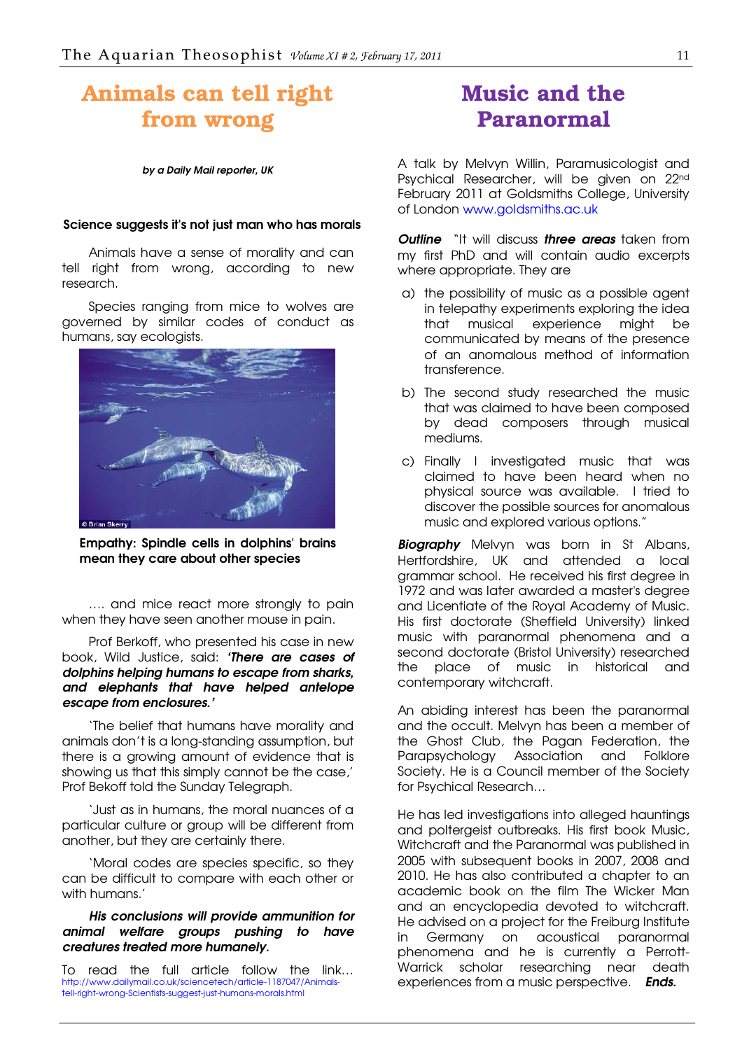# Animals can tell right from wrong

***by a Daily Mail reporter, UK***

**Science suggests it's not just man who has morals**

Animals have a sense of morality and can tell right from wrong, according to new research.

Species ranging from mice to wolves are governed by similar codes of conduct as humans, say ecologists.

**Empathy: Spindle cells in dolphins' brains mean they care about other species**

.... and mice react more strongly to pain when they have seen another mouse in pain.

Prof Berkoff, who presented his case in new book, Wild Justice, said: ***'There are cases of dolphins helping humans to escape from sharks, and elephants that have helped antelope escape from enclosures.'***

'The belief that humans have morality and animals don't is a long-standing assumption, but there is a growing amount of evidence that is showing us that this simply cannot be the case,' Prof Bekoff told the Sunday Telegraph.

'Just as in humans, the moral nuances of a particular culture or group will be different from another, but they are certainly there.

'Moral codes are species specific, so they can be difficult to compare with each other or with humans.'

***His conclusions will provide ammunition for animal welfare groups pushing to have creatures treated more humanely.***

To read the full article follow the link… http://www.dailymail.co.uk/sciencetech/article-1187047/Animals-tell-right-wrong-Scientists-suggest-just-humans-morals.html

# Music and the Paranormal

A talk by Melvyn Willin, Paramusicologist and Psychical Researcher, will be given on 22nd February 2011 at Goldsmiths College, University of London www.goldsmiths.ac.uk

***Outline*** "It will discuss ***three areas*** taken from my first PhD and will contain audio excerpts where appropriate. They are

a) the possibility of music as a possible agent in telepathy experiments exploring the idea that musical experience might be communicated by means of the presence of an anomalous method of information transference.

b) The second study researched the music that was claimed to have been composed by dead composers through musical mediums.

c) Finally I investigated music that was claimed to have been heard when no physical source was available. I tried to discover the possible sources for anomalous music and explored various options."

***Biography*** Melvyn was born in St Albans, Hertfordshire, UK and attended a local grammar school. He received his first degree in 1972 and was later awarded a master's degree and Licentiate of the Royal Academy of Music. His first doctorate (Sheffield University) linked music with paranormal phenomena and a second doctorate (Bristol University) researched the place of music in historical and contemporary witchcraft.

An abiding interest has been the paranormal and the occult. Melvyn has been a member of the Ghost Club, the Pagan Federation, the Parapsychology Association and Folklore Society. He is a Council member of the Society for Psychical Research…

He has led investigations into alleged hauntings and poltergeist outbreaks. His first book Music, Witchcraft and the Paranormal was published in 2005 with subsequent books in 2007, 2008 and 2010. He has also contributed a chapter to an academic book on the film The Wicker Man and an encyclopedia devoted to witchcraft. He advised on a project for the Freiburg Institute in Germany on acoustical paranormal phenomena and he is currently a Perrott-Warrick scholar researching near death experiences from a music perspective. ***Ends.***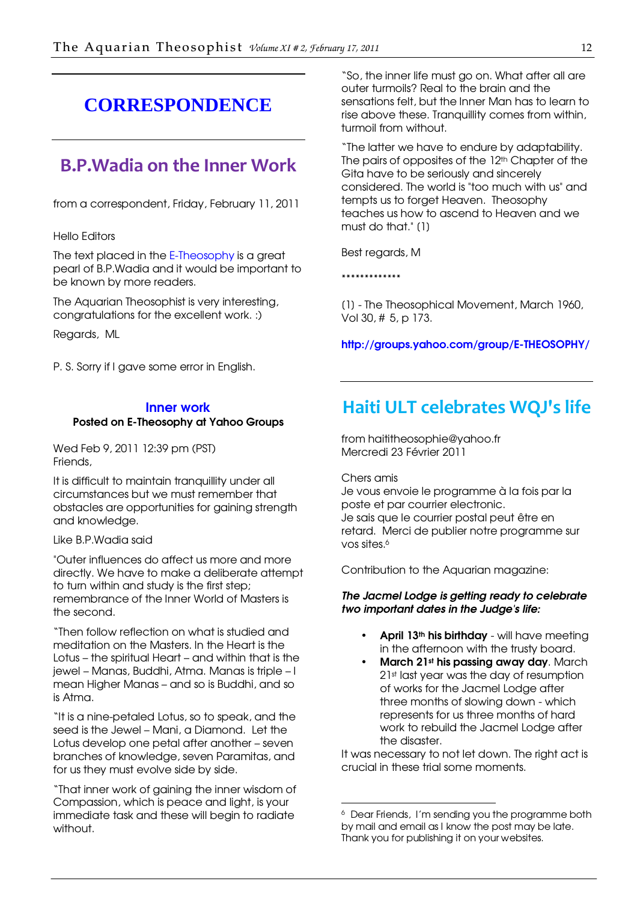# CORRESPONDENCE

## B.P.Wadia on the Inner Work

from a correspondent, Friday, February 11, 2011

Hello Editors

The text placed in the E-Theosophy is a great pearl of B.P.Wadia and it would be important to be known by more readers.

The Aquarian Theosophist is very interesting, congratulations for the excellent work. :)

Regards, ML

P. S. Sorry if I gave some error in English.

### Inner work

**Posted on E-Theosophy at Yahoo Groups**

Wed Feb 9, 2011 12:39 pm (PST)
Friends,

It is difficult to maintain tranquillity under all circumstances but we must remember that obstacles are opportunities for gaining strength and knowledge.

Like B.P.Wadia said

"Outer influences do affect us more and more directly. We have to make a deliberate attempt to turn within and study is the first step; remembrance of the Inner World of Masters is the second.

"Then follow reflection on what is studied and meditation on the Masters. In the Heart is the Lotus – the spiritual Heart – and within that is the jewel – Manas, Buddhi, Atma. Manas is triple – I mean Higher Manas – and so is Buddhi, and so is Atma.

"It is a nine-petaled Lotus, so to speak, and the seed is the Jewel – Mani, a Diamond. Let the Lotus develop one petal after another – seven branches of knowledge, seven Paramitas, and for us they must evolve side by side.

"That inner work of gaining the inner wisdom of Compassion, which is peace and light, is your immediate task and these will begin to radiate without.

"So, the inner life must go on. What after all are outer turmoils? Real to the brain and the sensations felt, but the Inner Man has to learn to rise above these. Tranquillity comes from within, turmoil from without.

"The latter we have to endure by adaptability. The pairs of opposites of the 12th Chapter of the Gita have to be seriously and sincerely considered. The world is "too much with us" and tempts us to forget Heaven. Theosophy teaches us how to ascend to Heaven and we must do that." (1)

Best regards, M

\*\*\*\*\*\*\*\*\*\*\*\*\*

(1) - The Theosophical Movement, March 1960, Vol 30, # 5, p 173.

**http://groups.yahoo.com/group/E-THEOSOPHY/**

## Haiti ULT celebrates WQJ's life

from haititheosophie@yahoo.fr
Mercredi 23 Février 2011

Chers amis
Je vous envoie le programme à la fois par la poste et par courrier electronic.
Je sais que le courrier postal peut être en retard. Merci de publier notre programme sur vos sites.[6]

Contribution to the Aquarian magazine:

***The Jacmel Lodge is getting ready to celebrate two important dates in the Judge's life:***

- **April 13th his birthday** - will have meeting in the afternoon with the trusty board.
- **March 21st his passing away day**. March 21st last year was the day of resumption of works for the Jacmel Lodge after three months of slowing down - which represents for us three months of hard work to rebuild the Jacmel Lodge after the disaster.

It was necessary to not let down. The right act is crucial in these trial some moments.

[6] Dear Friends, I'm sending you the programme both by mail and email as I know the post may be late. Thank you for publishing it on your websites.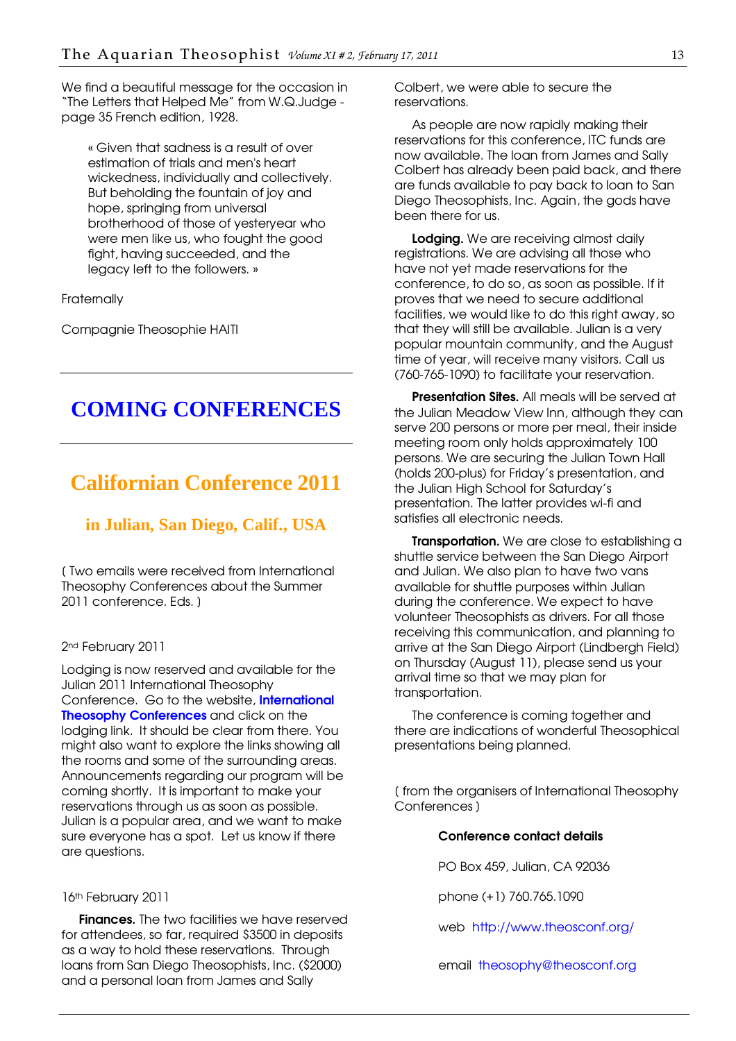We find a beautiful message for the occasion in "The Letters that Helped Me" from W.Q.Judge - page 35 French edition, 1928.

> « Given that sadness is a result of over estimation of trials and men's heart wickedness, individually and collectively. But beholding the fountain of joy and hope, springing from universal brotherhood of those of yesteryear who were men like us, who fought the good fight, having succeeded, and the legacy left to the followers. »

Fraternally

Compagnie Theosophie HAITI

---

# COMING CONFERENCES

---

## Californian Conference 2011

### in Julian, San Diego, Calif., USA

( Two emails were received from International Theosophy Conferences about the Summer 2011 conference. Eds. )

2nd February 2011

Lodging is now reserved and available for the Julian 2011 International Theosophy Conference. Go to the website, **International Theosophy Conferences** and click on the lodging link. It should be clear from there. You might also want to explore the links showing all the rooms and some of the surrounding areas. Announcements regarding our program will be coming shortly. It is important to make your reservations through us as soon as possible. Julian is a popular area, and we want to make sure everyone has a spot. Let us know if there are questions.

16th February 2011

**Finances.** The two facilities we have reserved for attendees, so far, required $3500 in deposits as a way to hold these reservations. Through loans from San Diego Theosophists, Inc. ($2000) and a personal loan from James and Sally Colbert, we were able to secure the reservations.

As people are now rapidly making their reservations for this conference, ITC funds are now available. The loan from James and Sally Colbert has already been paid back, and there are funds available to pay back to loan to San Diego Theosophists, Inc. Again, the gods have been there for us.

**Lodging.** We are receiving almost daily registrations. We are advising all those who have not yet made reservations for the conference, to do so, as soon as possible. If it proves that we need to secure additional facilities, we would like to do this right away, so that they will still be available. Julian is a very popular mountain community, and the August time of year, will receive many visitors. Call us (760-765-1090) to facilitate your reservation.

**Presentation Sites.** All meals will be served at the Julian Meadow View Inn, although they can serve 200 persons or more per meal, their inside meeting room only holds approximately 100 persons. We are securing the Julian Town Hall (holds 200-plus) for Friday's presentation, and the Julian High School for Saturday's presentation. The latter provides wi-fi and satisfies all electronic needs.

**Transportation.** We are close to establishing a shuttle service between the San Diego Airport and Julian. We also plan to have two vans available for shuttle purposes within Julian during the conference. We expect to have volunteer Theosophists as drivers. For all those receiving this communication, and planning to arrive at the San Diego Airport (Lindbergh Field) on Thursday (August 11), please send us your arrival time so that we may plan for transportation.

The conference is coming together and there are indications of wonderful Theosophical presentations being planned.

( from the organisers of International Theosophy Conferences )

**Conference contact details**

PO Box 459, Julian, CA 92036

phone (+1) 760.765.1090

web http://www.theosconf.org/

email theosophy@theosconf.org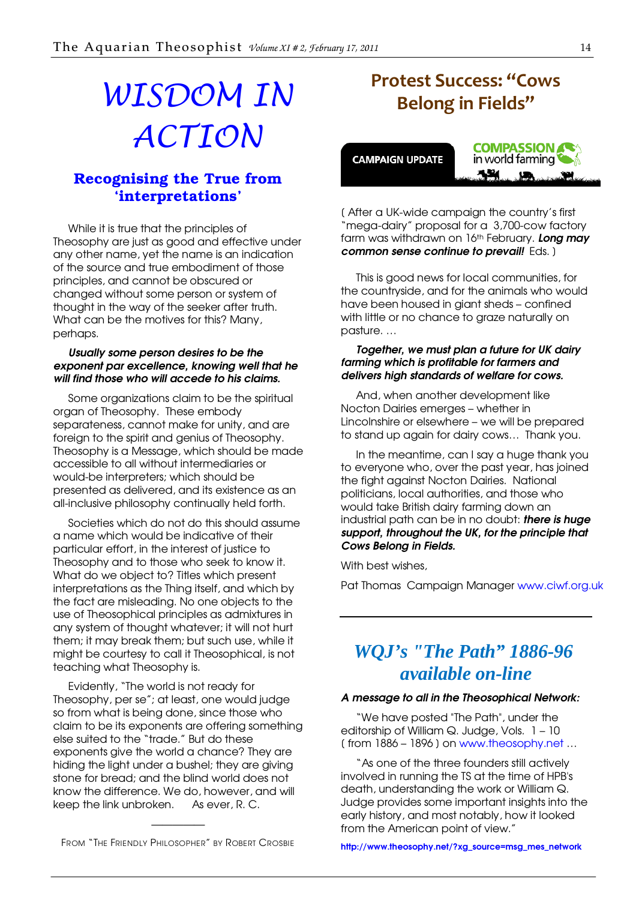# *WISDOM IN ACTION*

## Recognising the True from 'interpretations'

While it is true that the principles of Theosophy are just as good and effective under any other name, yet the name is an indication of the source and true embodiment of those principles, and cannot be obscured or changed without some person or system of thought in the way of the seeker after truth. What can be the motives for this? Many, perhaps.

***Usually some person desires to be the exponent par excellence, knowing well that he will find those who will accede to his claims.***

Some organizations claim to be the spiritual organ of Theosophy. These embody separateness, cannot make for unity, and are foreign to the spirit and genius of Theosophy. Theosophy is a Message, which should be made accessible to all without intermediaries or would-be interpreters; which should be presented as delivered, and its existence as an all-inclusive philosophy continually held forth.

Societies which do not do this should assume a name which would be indicative of their particular effort, in the interest of justice to Theosophy and to those who seek to know it. What do we object to? Titles which present interpretations as the Thing itself, and which by the fact are misleading. No one objects to the use of Theosophical principles as admixtures in any system of thought whatever; it will not hurt them; it may break them; but such use, while it might be courtesy to call it Theosophical, is not teaching what Theosophy is.

Evidently, "The world is not ready for Theosophy, per se"; at least, one would judge so from what is being done, since those who claim to be its exponents are offering something else suited to the "trade." But do these exponents give the world a chance? They are hiding the light under a bushel; they are giving stone for bread; and the blind world does not know the difference. We do, however, and will keep the link unbroken.    As ever, R. C.

FROM "THE FRIENDLY PHILOSOPHER" BY ROBERT CROSBIE

## Protest Success: "Cows Belong in Fields"

CAMPAIGN UPDATE — COMPASSION in world farming

( After a UK-wide campaign the country's first "mega-dairy" proposal for a 3,700-cow factory farm was withdrawn on 16th February. ***Long may common sense continue to prevail!*** Eds. )

This is good news for local communities, for the countryside, and for the animals who would have been housed in giant sheds – confined with little or no chance to graze naturally on pasture. …

***Together, we must plan a future for UK dairy farming which is profitable for farmers and delivers high standards of welfare for cows.***

And, when another development like Nocton Dairies emerges – whether in Lincolnshire or elsewhere – we will be prepared to stand up again for dairy cows… Thank you.

In the meantime, can I say a huge thank you to everyone who, over the past year, has joined the fight against Nocton Dairies. National politicians, local authorities, and those who would take British dairy farming down an industrial path can be in no doubt: ***there is huge support, throughout the UK, for the principle that Cows Belong in Fields.***

With best wishes,

Pat Thomas Campaign Manager www.ciwf.org.uk

## *WQJ's "The Path" 1886-96 available on-line*

***A message to all in the Theosophical Network:***

"We have posted "The Path", under the editorship of William Q. Judge, Vols. 1 – 10 ( from 1886 – 1896 ) on www.theosophy.net …

"As one of the three founders still actively involved in running the TS at the time of HPB's death, understanding the work or William Q. Judge provides some important insights into the early history, and most notably, how it looked from the American point of view."

http://www.theosophy.net/?xg_source=msg_mes_network